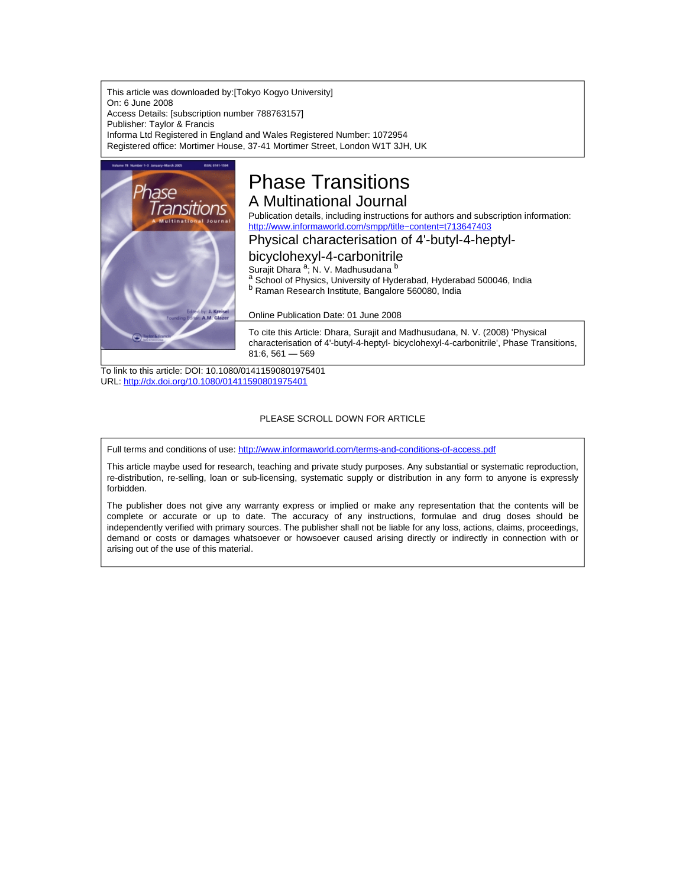This article was downloaded by:[Tokyo Kogyo University]
On: 6 June 2008
Access Details: [subscription number 788763157]
Publisher: Taylor & Francis
Informa Ltd Registered in England and Wales Registered Number: 1072954
Registered office: Mortimer House, 37-41 Mortimer Street, London W1T 3JH, UK

# Phase Transitions

## A Multinational Journal

Publication details, including instructions for authors and subscription information:
http://www.informaworld.com/smpp/title~content=t713647403

## Physical characterisation of 4'-butyl-4-heptyl-bicyclohexyl-4-carbonitrile

Surajit Dhara [a]; N. V. Madhusudana [b]

[a] School of Physics, University of Hyderabad, Hyderabad 500046, India

[b] Raman Research Institute, Bangalore 560080, India

Online Publication Date: 01 June 2008

To cite this Article: Dhara, Surajit and Madhusudana, N. V. (2008) 'Physical characterisation of 4'-butyl-4-heptyl- bicyclohexyl-4-carbonitrile', Phase Transitions, 81:6, 561 — 569

To link to this article: DOI: 10.1080/01411590801975401
URL: http://dx.doi.org/10.1080/01411590801975401

PLEASE SCROLL DOWN FOR ARTICLE

Full terms and conditions of use: http://www.informaworld.com/terms-and-conditions-of-access.pdf

This article maybe used for research, teaching and private study purposes. Any substantial or systematic reproduction, re-distribution, re-selling, loan or sub-licensing, systematic supply or distribution in any form to anyone is expressly forbidden.

The publisher does not give any warranty express or implied or make any representation that the contents will be complete or accurate or up to date. The accuracy of any instructions, formulae and drug doses should be independently verified with primary sources. The publisher shall not be liable for any loss, actions, claims, proceedings, demand or costs or damages whatsoever or howsoever caused arising directly or indirectly in connection with or arising out of the use of this material.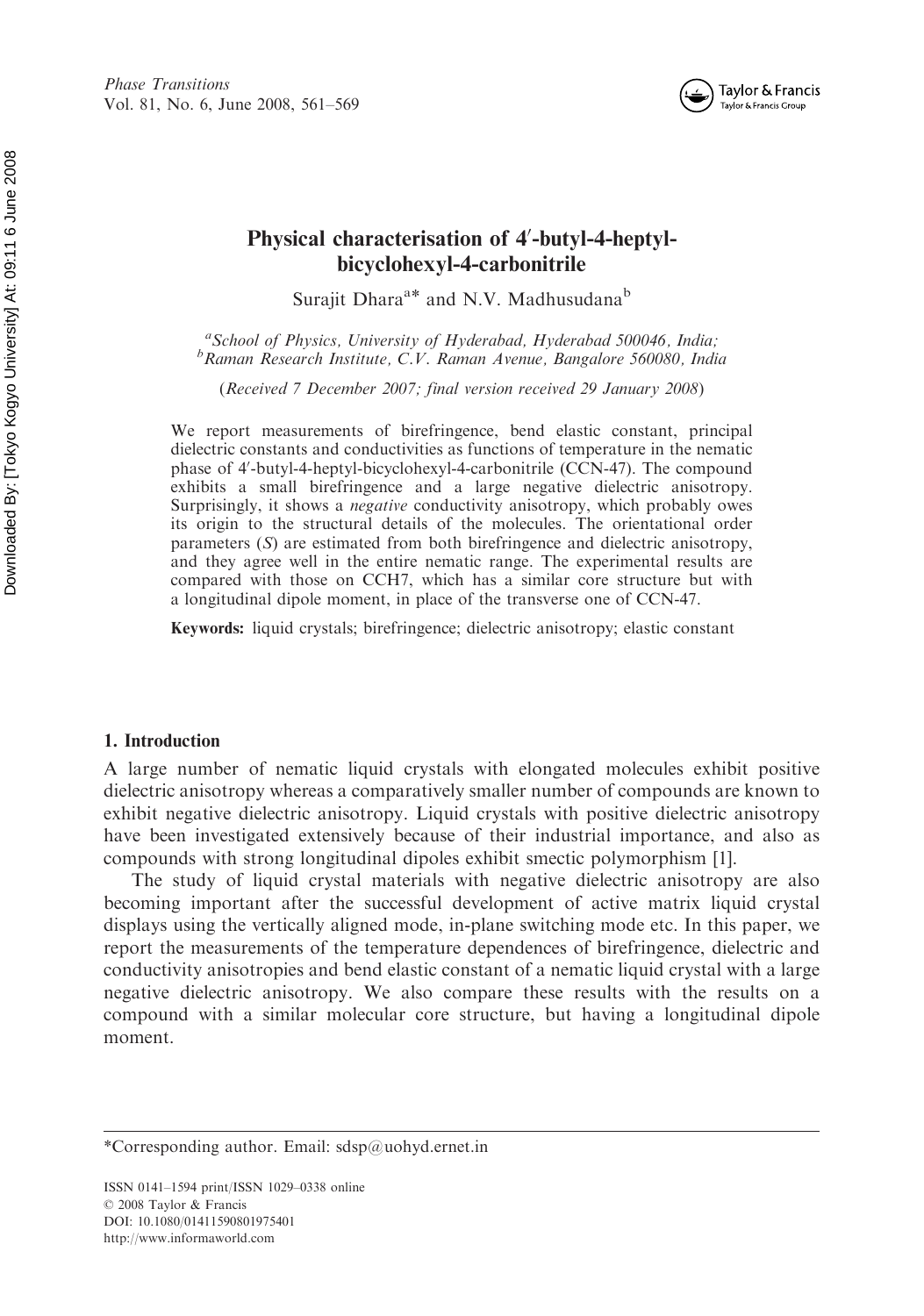# Physical characterisation of 4′-butyl-4-heptyl-bicyclohexyl-4-carbonitrile

Surajit Dhara[a]* and N.V. Madhusudana[b]

[a]*School of Physics, University of Hyderabad, Hyderabad 500046, India;*
[b]*Raman Research Institute, C.V. Raman Avenue, Bangalore 560080, India*

(*Received 7 December 2007; final version received 29 January 2008*)

We report measurements of birefringence, bend elastic constant, principal dielectric constants and conductivities as functions of temperature in the nematic phase of 4′-butyl-4-heptyl-bicyclohexyl-4-carbonitrile (CCN-47). The compound exhibits a small birefringence and a large negative dielectric anisotropy. Surprisingly, it shows a *negative* conductivity anisotropy, which probably owes its origin to the structural details of the molecules. The orientational order parameters ($S$) are estimated from both birefringence and dielectric anisotropy, and they agree well in the entire nematic range. The experimental results are compared with those on CCH7, which has a similar core structure but with a longitudinal dipole moment, in place of the transverse one of CCN-47.

**Keywords:** liquid crystals; birefringence; dielectric anisotropy; elastic constant

## 1. Introduction

A large number of nematic liquid crystals with elongated molecules exhibit positive dielectric anisotropy whereas a comparatively smaller number of compounds are known to exhibit negative dielectric anisotropy. Liquid crystals with positive dielectric anisotropy have been investigated extensively because of their industrial importance, and also as compounds with strong longitudinal dipoles exhibit smectic polymorphism [1].

The study of liquid crystal materials with negative dielectric anisotropy are also becoming important after the successful development of active matrix liquid crystal displays using the vertically aligned mode, in-plane switching mode etc. In this paper, we report the measurements of the temperature dependences of birefringence, dielectric and conductivity anisotropies and bend elastic constant of a nematic liquid crystal with a large negative dielectric anisotropy. We also compare these results with the results on a compound with a similar molecular core structure, but having a longitudinal dipole moment.

*Corresponding author. Email: sdsp@uohyd.ernet.in

ISSN 0141–1594 print/ISSN 1029–0338 online
© 2008 Taylor & Francis
DOI: 10.1080/01411590801975401
http://www.informaworld.com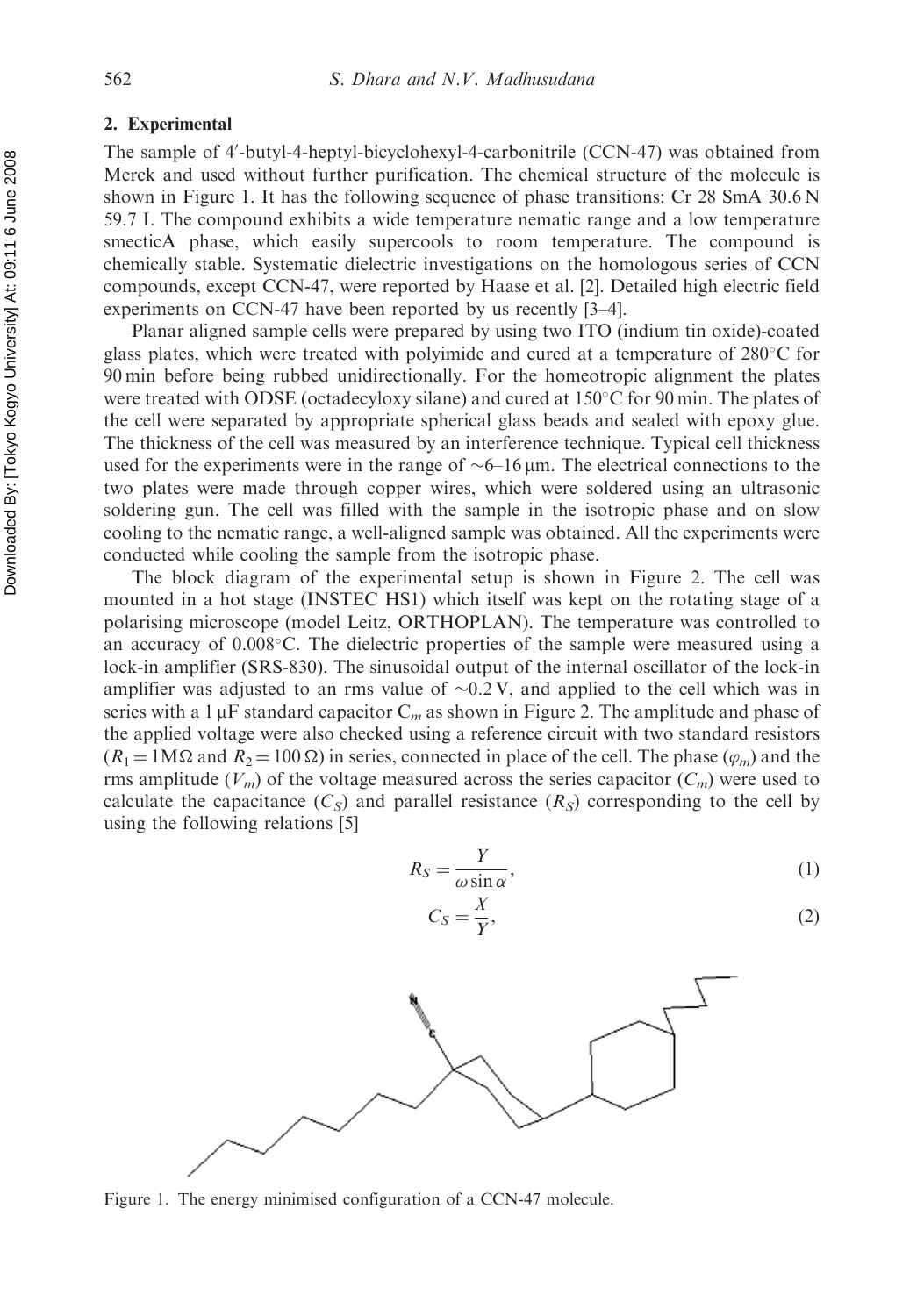## 2. Experimental

The sample of 4′-butyl-4-heptyl-bicyclohexyl-4-carbonitrile (CCN-47) was obtained from Merck and used without further purification. The chemical structure of the molecule is shown in Figure 1. It has the following sequence of phase transitions: Cr 28 SmA 30.6 N 59.7 I. The compound exhibits a wide temperature nematic range and a low temperature smecticA phase, which easily supercools to room temperature. The compound is chemically stable. Systematic dielectric investigations on the homologous series of CCN compounds, except CCN-47, were reported by Haase et al. [2]. Detailed high electric field experiments on CCN-47 have been reported by us recently [3–4].

Planar aligned sample cells were prepared by using two ITO (indium tin oxide)-coated glass plates, which were treated with polyimide and cured at a temperature of 280°C for 90 min before being rubbed unidirectionally. For the homeotropic alignment the plates were treated with ODSE (octadecyloxy silane) and cured at 150°C for 90 min. The plates of the cell were separated by appropriate spherical glass beads and sealed with epoxy glue. The thickness of the cell was measured by an interference technique. Typical cell thickness used for the experiments were in the range of ~6–16 μm. The electrical connections to the two plates were made through copper wires, which were soldered using an ultrasonic soldering gun. The cell was filled with the sample in the isotropic phase and on slow cooling to the nematic range, a well-aligned sample was obtained. All the experiments were conducted while cooling the sample from the isotropic phase.

The block diagram of the experimental setup is shown in Figure 2. The cell was mounted in a hot stage (INSTEC HS1) which itself was kept on the rotating stage of a polarising microscope (model Leitz, ORTHOPLAN). The temperature was controlled to an accuracy of 0.008°C. The dielectric properties of the sample were measured using a lock-in amplifier (SRS-830). The sinusoidal output of the internal oscillator of the lock-in amplifier was adjusted to an rms value of ~0.2 V, and applied to the cell which was in series with a 1 μF standard capacitor $C_m$ as shown in Figure 2. The amplitude and phase of the applied voltage were also checked using a reference circuit with two standard resistors ($R_1 = 1\text{M}\Omega$ and $R_2 = 100\,\Omega$) in series, connected in place of the cell. The phase ($\varphi_m$) and the rms amplitude ($V_m$) of the voltage measured across the series capacitor ($C_m$) were used to calculate the capacitance ($C_S$) and parallel resistance ($R_S$) corresponding to the cell by using the following relations [5]

$$R_S = \frac{Y}{\omega \sin \alpha}, \tag{1}$$

$$C_S = \frac{X}{Y}, \tag{2}$$

Figure 1. The energy minimised configuration of a CCN-47 molecule.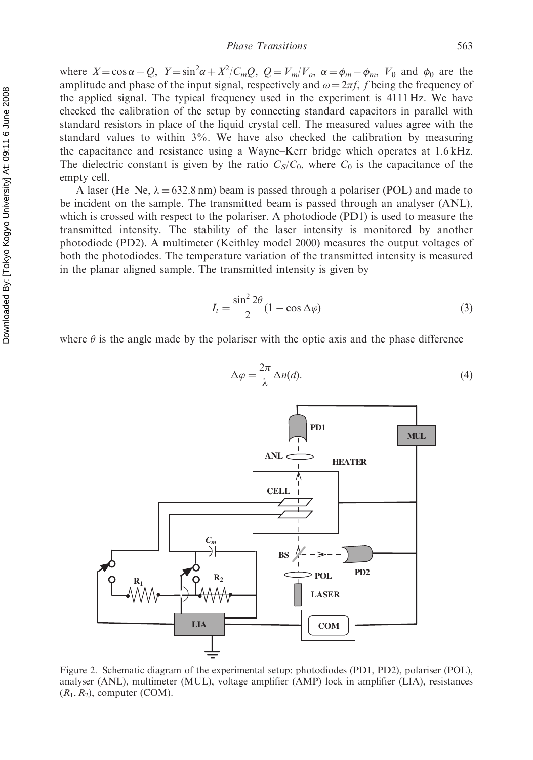where $X = \cos\alpha - Q$, $Y = \sin^2\alpha + X^2/C_mQ$, $Q = V_m/V_o$, $\alpha = \phi_m - \phi_m$, $V_0$ and $\phi_0$ are the amplitude and phase of the input signal, respectively and $\omega = 2\pi f$, $f$ being the frequency of the applied signal. The typical frequency used in the experiment is 4111 Hz. We have checked the calibration of the setup by connecting standard capacitors in parallel with standard resistors in place of the liquid crystal cell. The measured values agree with the standard values to within 3%. We have also checked the calibration by measuring the capacitance and resistance using a Wayne–Kerr bridge which operates at 1.6 kHz. The dielectric constant is given by the ratio $C_S/C_0$, where $C_0$ is the capacitance of the empty cell.

A laser (He–Ne, $\lambda = 632.8$ nm) beam is passed through a polariser (POL) and made to be incident on the sample. The transmitted beam is passed through an analyser (ANL), which is crossed with respect to the polariser. A photodiode (PD1) is used to measure the transmitted intensity. The stability of the laser intensity is monitored by another photodiode (PD2). A multimeter (Keithley model 2000) measures the output voltages of both the photodiodes. The temperature variation of the transmitted intensity is measured in the planar aligned sample. The transmitted intensity is given by

$$I_t = \frac{\sin^2 2\theta}{2}(1 - \cos\Delta\varphi) \tag{3}$$

where $\theta$ is the angle made by the polariser with the optic axis and the phase difference

$$\Delta\varphi = \frac{2\pi}{\lambda}\,\Delta n(d). \tag{4}$$

Figure 2. Schematic diagram of the experimental setup: photodiodes (PD1, PD2), polariser (POL), analyser (ANL), multimeter (MUL), voltage amplifier (AMP) lock in amplifier (LIA), resistances ($R_1$, $R_2$), computer (COM).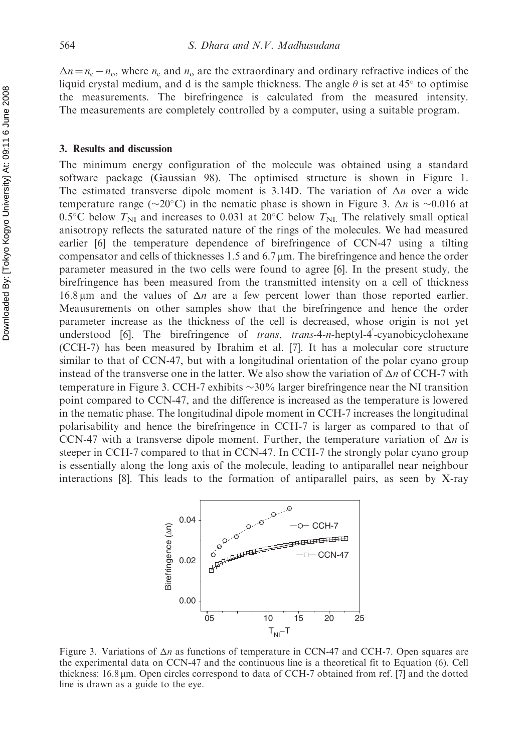$\Delta n = n_e - n_o$, where $n_e$ and $n_o$ are the extraordinary and ordinary refractive indices of the liquid crystal medium, and d is the sample thickness. The angle $\theta$ is set at 45° to optimise the measurements. The birefringence is calculated from the measured intensity. The measurements are completely controlled by a computer, using a suitable program.

## 3. Results and discussion

The minimum energy configuration of the molecule was obtained using a standard software package (Gaussian 98). The optimised structure is shown in Figure 1. The estimated transverse dipole moment is 3.14D. The variation of $\Delta n$ over a wide temperature range (~20°C) in the nematic phase is shown in Figure 3. $\Delta n$ is ~0.016 at 0.5°C below $T_{NI}$ and increases to 0.031 at 20°C below $T_{NI}$. The relatively small optical anisotropy reflects the saturated nature of the rings of the molecules. We had measured earlier [6] the temperature dependence of birefringence of CCN-47 using a tilting compensator and cells of thicknesses 1.5 and 6.7 μm. The birefringence and hence the order parameter measured in the two cells were found to agree [6]. In the present study, the birefringence has been measured from the transmitted intensity on a cell of thickness 16.8 μm and the values of $\Delta n$ are a few percent lower than those reported earlier. Meausurements on other samples show that the birefringence and hence the order parameter increase as the thickness of the cell is decreased, whose origin is not yet understood [6]. The birefringence of *trans*, *trans*-4-*n*-heptyl-4′-cyanobicyclohexane (CCH-7) has been measured by Ibrahim et al. [7]. It has a molecular core structure similar to that of CCN-47, but with a longitudinal orientation of the polar cyano group instead of the transverse one in the latter. We also show the variation of $\Delta n$ of CCH-7 with temperature in Figure 3. CCH-7 exhibits ~30% larger birefringence near the NI transition point compared to CCN-47, and the difference is increased as the temperature is lowered in the nematic phase. The longitudinal dipole moment in CCH-7 increases the longitudinal polarisability and hence the birefringence in CCH-7 is larger as compared to that of CCN-47 with a transverse dipole moment. Further, the temperature variation of $\Delta n$ is steeper in CCH-7 compared to that in CCN-47. In CCH-7 the strongly polar cyano group is essentially along the long axis of the molecule, leading to antiparallel near neighbour interactions [8]. This leads to the formation of antiparallel pairs, as seen by X-ray

Figure 3. Variations of $\Delta n$ as functions of temperature in CCN-47 and CCH-7. Open squares are the experimental data on CCN-47 and the continuous line is a theoretical fit to Equation (6). Cell thickness: 16.8 μm. Open circles correspond to data of CCH-7 obtained from ref. [7] and the dotted line is drawn as a guide to the eye.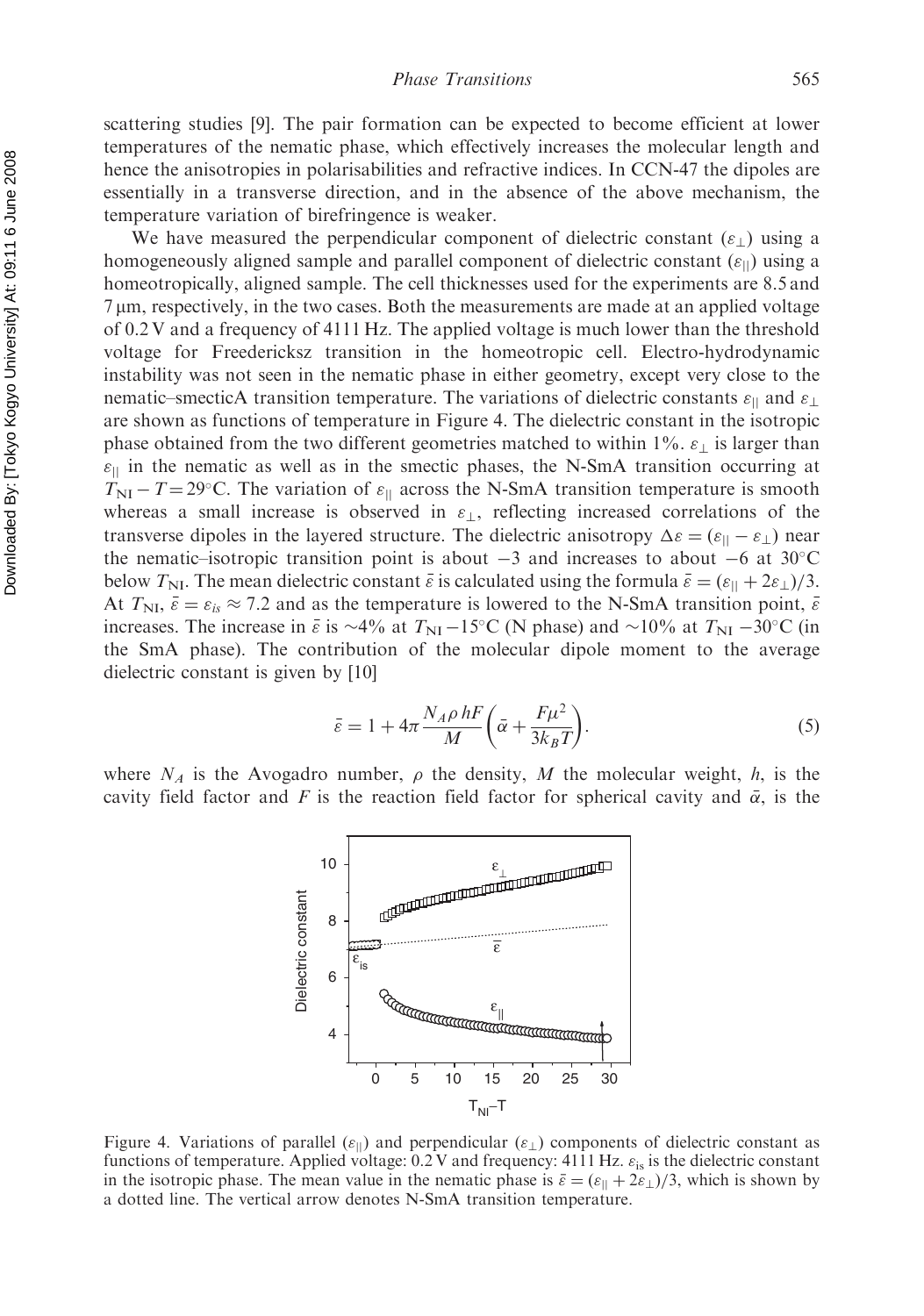scattering studies [9]. The pair formation can be expected to become efficient at lower temperatures of the nematic phase, which effectively increases the molecular length and hence the anisotropies in polarisabilities and refractive indices. In CCN-47 the dipoles are essentially in a transverse direction, and in the absence of the above mechanism, the temperature variation of birefringence is weaker.

We have measured the perpendicular component of dielectric constant ($\varepsilon_{\perp}$) using a homogeneously aligned sample and parallel component of dielectric constant ($\varepsilon_{||}$) using a homeotropically, aligned sample. The cell thicknesses used for the experiments are 8.5 and 7 µm, respectively, in the two cases. Both the measurements are made at an applied voltage of 0.2 V and a frequency of 4111 Hz. The applied voltage is much lower than the threshold voltage for Freedericksz transition in the homeotropic cell. Electro-hydrodynamic instability was not seen in the nematic phase in either geometry, except very close to the nematic–smecticA transition temperature. The variations of dielectric constants $\varepsilon_{||}$ and $\varepsilon_{\perp}$ are shown as functions of temperature in Figure 4. The dielectric constant in the isotropic phase obtained from the two different geometries matched to within 1%. $\varepsilon_{\perp}$ is larger than $\varepsilon_{||}$ in the nematic as well as in the smectic phases, the N-SmA transition occurring at $T_{\mathrm{NI}} - T = 29°\mathrm{C}$. The variation of $\varepsilon_{||}$ across the N-SmA transition temperature is smooth whereas a small increase is observed in $\varepsilon_{\perp}$, reflecting increased correlations of the transverse dipoles in the layered structure. The dielectric anisotropy $\Delta\varepsilon = (\varepsilon_{||} - \varepsilon_{\perp})$ near the nematic–isotropic transition point is about $-3$ and increases to about $-6$ at 30°C below $T_{\mathrm{NI}}$. The mean dielectric constant $\bar{\varepsilon}$ is calculated using the formula $\bar{\varepsilon} = (\varepsilon_{||} + 2\varepsilon_{\perp})/3$. At $T_{\mathrm{NI}}$, $\bar{\varepsilon} = \varepsilon_{is} \approx 7.2$ and as the temperature is lowered to the N-SmA transition point, $\bar{\varepsilon}$ increases. The increase in $\bar{\varepsilon}$ is ~4% at $T_{\mathrm{NI}} - 15°\mathrm{C}$ (N phase) and ~10% at $T_{\mathrm{NI}} - 30°\mathrm{C}$ (in the SmA phase). The contribution of the molecular dipole moment to the average dielectric constant is given by [10]

$$\bar{\varepsilon} = 1 + 4\pi \frac{N_A \rho\, hF}{M}\left(\bar{\alpha} + \frac{F\mu^2}{3k_B T}\right). \tag{5}$$

where $N_A$ is the Avogadro number, $\rho$ the density, $M$ the molecular weight, $h$, is the cavity field factor and $F$ is the reaction field factor for spherical cavity and $\bar{\alpha}$, is the

Figure 4. Variations of parallel ($\varepsilon_{||}$) and perpendicular ($\varepsilon_{\perp}$) components of dielectric constant as functions of temperature. Applied voltage: 0.2 V and frequency: 4111 Hz. $\varepsilon_{\mathrm{is}}$ is the dielectric constant in the isotropic phase. The mean value in the nematic phase is $\bar{\varepsilon} = (\varepsilon_{||} + 2\varepsilon_{\perp})/3$, which is shown by a dotted line. The vertical arrow denotes N-SmA transition temperature.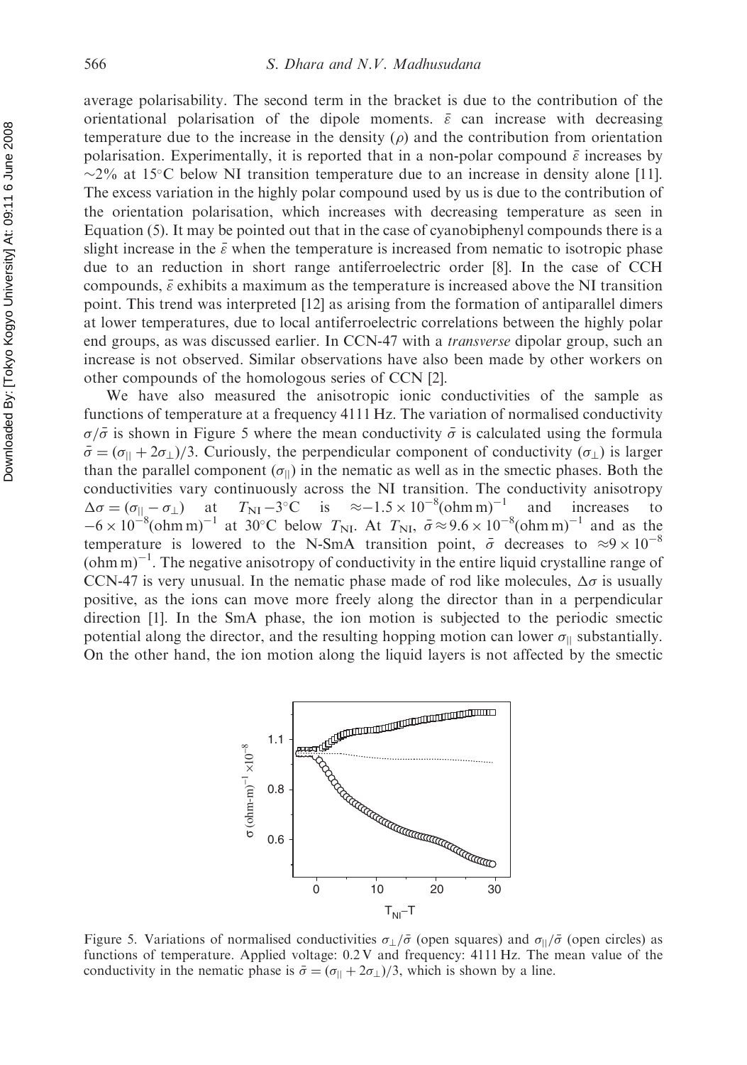average polarisability. The second term in the bracket is due to the contribution of the orientational polarisation of the dipole moments. $\bar{\varepsilon}$ can increase with decreasing temperature due to the increase in the density ($\rho$) and the contribution from orientation polarisation. Experimentally, it is reported that in a non-polar compound $\bar{\varepsilon}$ increases by $\sim$2% at 15°C below NI transition temperature due to an increase in density alone [11]. The excess variation in the highly polar compound used by us is due to the contribution of the orientation polarisation, which increases with decreasing temperature as seen in Equation (5). It may be pointed out that in the case of cyanobiphenyl compounds there is a slight increase in the $\bar{\varepsilon}$ when the temperature is increased from nematic to isotropic phase due to an reduction in short range antiferroelectric order [8]. In the case of CCH compounds, $\bar{\varepsilon}$ exhibits a maximum as the temperature is increased above the NI transition point. This trend was interpreted [12] as arising from the formation of antiparallel dimers at lower temperatures, due to local antiferroelectric correlations between the highly polar end groups, as was discussed earlier. In CCN-47 with a *transverse* dipolar group, such an increase is not observed. Similar observations have also been made by other workers on other compounds of the homologous series of CCN [2].

We have also measured the anisotropic ionic conductivities of the sample as functions of temperature at a frequency 4111 Hz. The variation of normalised conductivity $\sigma/\bar{\sigma}$ is shown in Figure 5 where the mean conductivity $\bar{\sigma}$ is calculated using the formula $\bar{\sigma} = (\sigma_{||} + 2\sigma_{\perp})/3$. Curiously, the perpendicular component of conductivity ($\sigma_{\perp}$) is larger than the parallel component ($\sigma_{||}$) in the nematic as well as in the smectic phases. Both the conductivities vary continuously across the NI transition. The conductivity anisotropy $\Delta\sigma = (\sigma_{||} - \sigma_{\perp})$ at $T_{\rm NI} - 3$°C is $\approx -1.5 \times 10^{-8} (\text{ohm m})^{-1}$ and increases to $-6 \times 10^{-8} (\text{ohm m})^{-1}$ at 30°C below $T_{\rm NI}$. At $T_{\rm NI}$, $\bar{\sigma} \approx 9.6 \times 10^{-8} (\text{ohm m})^{-1}$ and as the temperature is lowered to the N-SmA transition point, $\bar{\sigma}$ decreases to $\approx 9 \times 10^{-8} (\text{ohm m})^{-1}$. The negative anisotropy of conductivity in the entire liquid crystalline range of CCN-47 is very unusual. In the nematic phase made of rod like molecules, $\Delta\sigma$ is usually positive, as the ions can move more freely along the director than in a perpendicular direction [1]. In the SmA phase, the ion motion is subjected to the periodic smectic potential along the director, and the resulting hopping motion can lower $\sigma_{||}$ substantially. On the other hand, the ion motion along the liquid layers is not affected by the smectic

Figure 5. Variations of normalised conductivities $\sigma_{\perp}/\bar{\sigma}$ (open squares) and $\sigma_{||}/\bar{\sigma}$ (open circles) as functions of temperature. Applied voltage: 0.2 V and frequency: 4111 Hz. The mean value of the conductivity in the nematic phase is $\bar{\sigma} = (\sigma_{||} + 2\sigma_{\perp})/3$, which is shown by a line.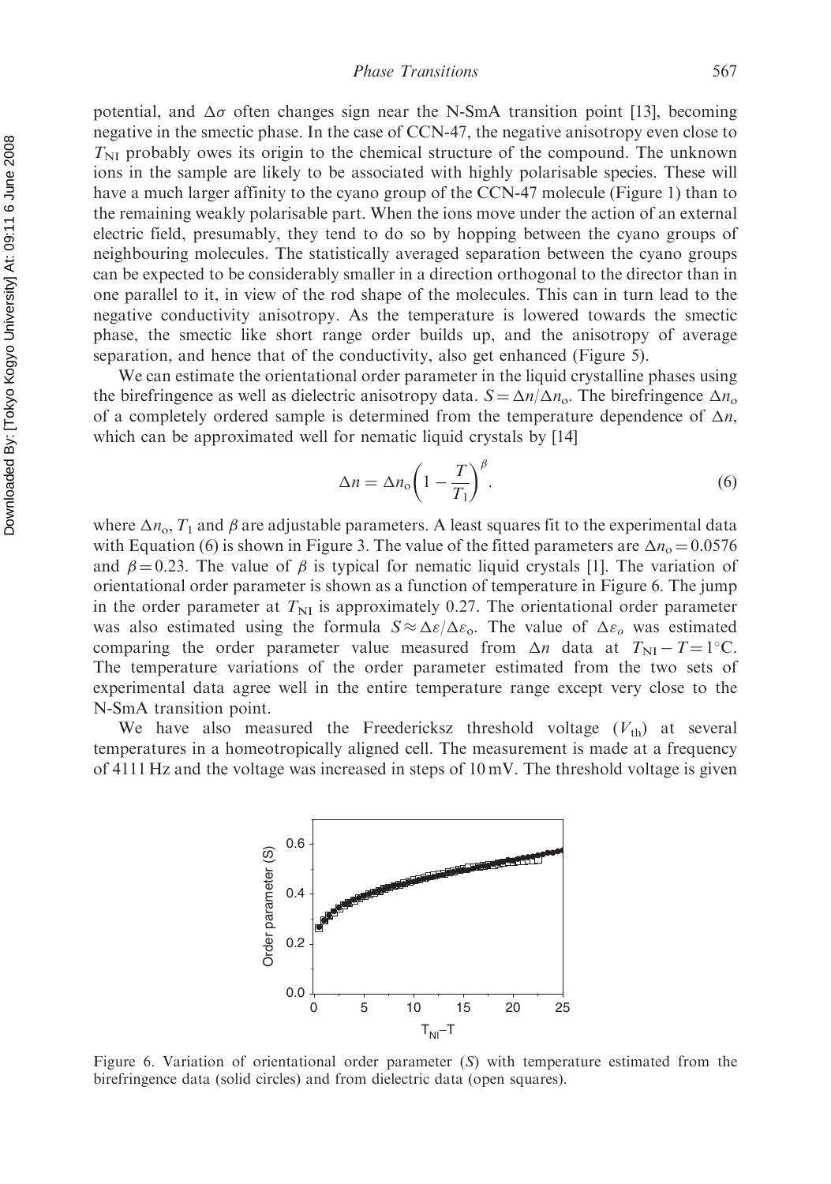potential, and $\Delta\sigma$ often changes sign near the N-SmA transition point [13], becoming negative in the smectic phase. In the case of CCN-47, the negative anisotropy even close to $T_{NI}$ probably owes its origin to the chemical structure of the compound. The unknown ions in the sample are likely to be associated with highly polarisable species. These will have a much larger affinity to the cyano group of the CCN-47 molecule (Figure 1) than to the remaining weakly polarisable part. When the ions move under the action of an external electric field, presumably, they tend to do so by hopping between the cyano groups of neighbouring molecules. The statistically averaged separation between the cyano groups can be expected to be considerably smaller in a direction orthogonal to the director than in one parallel to it, in view of the rod shape of the molecules. This can in turn lead to the negative conductivity anisotropy. As the temperature is lowered towards the smectic phase, the smectic like short range order builds up, and the anisotropy of average separation, and hence that of the conductivity, also get enhanced (Figure 5).

We can estimate the orientational order parameter in the liquid crystalline phases using the birefringence as well as dielectric anisotropy data. $S = \Delta n / \Delta n_o$. The birefringence $\Delta n_o$ of a completely ordered sample is determined from the temperature dependence of $\Delta n$, which can be approximated well for nematic liquid crystals by [14]

$$\Delta n = \Delta n_o \left(1 - \frac{T}{T_1}\right)^{\beta}. \tag{6}$$

where $\Delta n_o$, $T_1$ and $\beta$ are adjustable parameters. A least squares fit to the experimental data with Equation (6) is shown in Figure 3. The value of the fitted parameters are $\Delta n_o = 0.0576$ and $\beta = 0.23$. The value of $\beta$ is typical for nematic liquid crystals [1]. The variation of orientational order parameter is shown as a function of temperature in Figure 6. The jump in the order parameter at $T_{NI}$ is approximately 0.27. The orientational order parameter was also estimated using the formula $S \approx \Delta\varepsilon / \Delta\varepsilon_o$. The value of $\Delta\varepsilon_o$ was estimated comparing the order parameter value measured from $\Delta n$ data at $T_{NI} - T = 1°C$. The temperature variations of the order parameter estimated from the two sets of experimental data agree well in the entire temperature range except very close to the N-SmA transition point.

We have also measured the Freedericksz threshold voltage ($V_{th}$) at several temperatures in a homeotropically aligned cell. The measurement is made at a frequency of 4111 Hz and the voltage was increased in steps of 10 mV. The threshold voltage is given

Figure 6. Variation of orientational order parameter ($S$) with temperature estimated from the birefringence data (solid circles) and from dielectric data (open squares).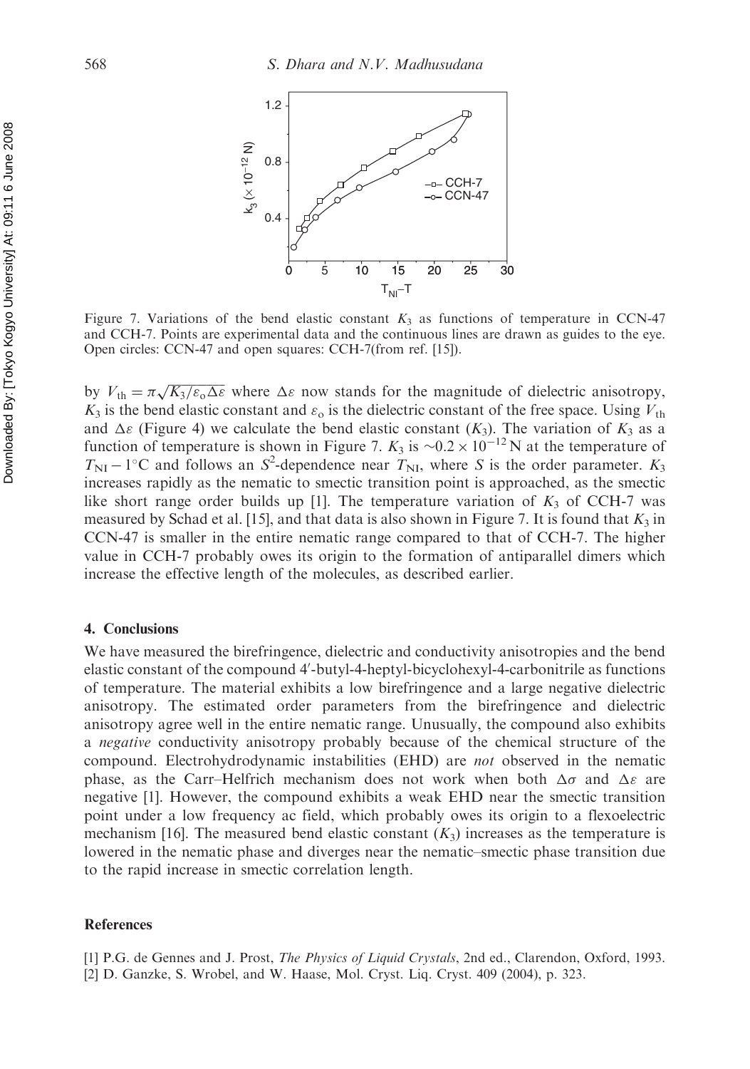Figure 7. Variations of the bend elastic constant $K_3$ as functions of temperature in CCN-47 and CCH-7. Points are experimental data and the continuous lines are drawn as guides to the eye. Open circles: CCN-47 and open squares: CCH-7(from ref. [15]).

by $V_{th} = \pi\sqrt{K_3/\varepsilon_o\Delta\varepsilon}$ where $\Delta\varepsilon$ now stands for the magnitude of dielectric anisotropy, $K_3$ is the bend elastic constant and $\varepsilon_o$ is the dielectric constant of the free space. Using $V_{th}$ and $\Delta\varepsilon$ (Figure 4) we calculate the bend elastic constant ($K_3$). The variation of $K_3$ as a function of temperature is shown in Figure 7. $K_3$ is $\sim 0.2 \times 10^{-12}$ N at the temperature of $T_{NI} - 1^{\circ}$C and follows an $S^2$-dependence near $T_{NI}$, where $S$ is the order parameter. $K_3$ increases rapidly as the nematic to smectic transition point is approached, as the smectic like short range order builds up [1]. The temperature variation of $K_3$ of CCH-7 was measured by Schad et al. [15], and that data is also shown in Figure 7. It is found that $K_3$ in CCN-47 is smaller in the entire nematic range compared to that of CCH-7. The higher value in CCH-7 probably owes its origin to the formation of antiparallel dimers which increase the effective length of the molecules, as described earlier.

## 4. Conclusions

We have measured the birefringence, dielectric and conductivity anisotropies and the bend elastic constant of the compound 4′-butyl-4-heptyl-bicyclohexyl-4-carbonitrile as functions of temperature. The material exhibits a low birefringence and a large negative dielectric anisotropy. The estimated order parameters from the birefringence and dielectric anisotropy agree well in the entire nematic range. Unusually, the compound also exhibits a *negative* conductivity anisotropy probably because of the chemical structure of the compound. Electrohydrodynamic instabilities (EHD) are *not* observed in the nematic phase, as the Carr–Helfrich mechanism does not work when both $\Delta\sigma$ and $\Delta\varepsilon$ are negative [1]. However, the compound exhibits a weak EHD near the smectic transition point under a low frequency ac field, which probably owes its origin to a flexoelectric mechanism [16]. The measured bend elastic constant ($K_3$) increases as the temperature is lowered in the nematic phase and diverges near the nematic–smectic phase transition due to the rapid increase in smectic correlation length.

## References

[1] P.G. de Gennes and J. Prost, *The Physics of Liquid Crystals*, 2nd ed., Clarendon, Oxford, 1993.
[2] D. Ganzke, S. Wrobel, and W. Haase, Mol. Cryst. Liq. Cryst. 409 (2004), p. 323.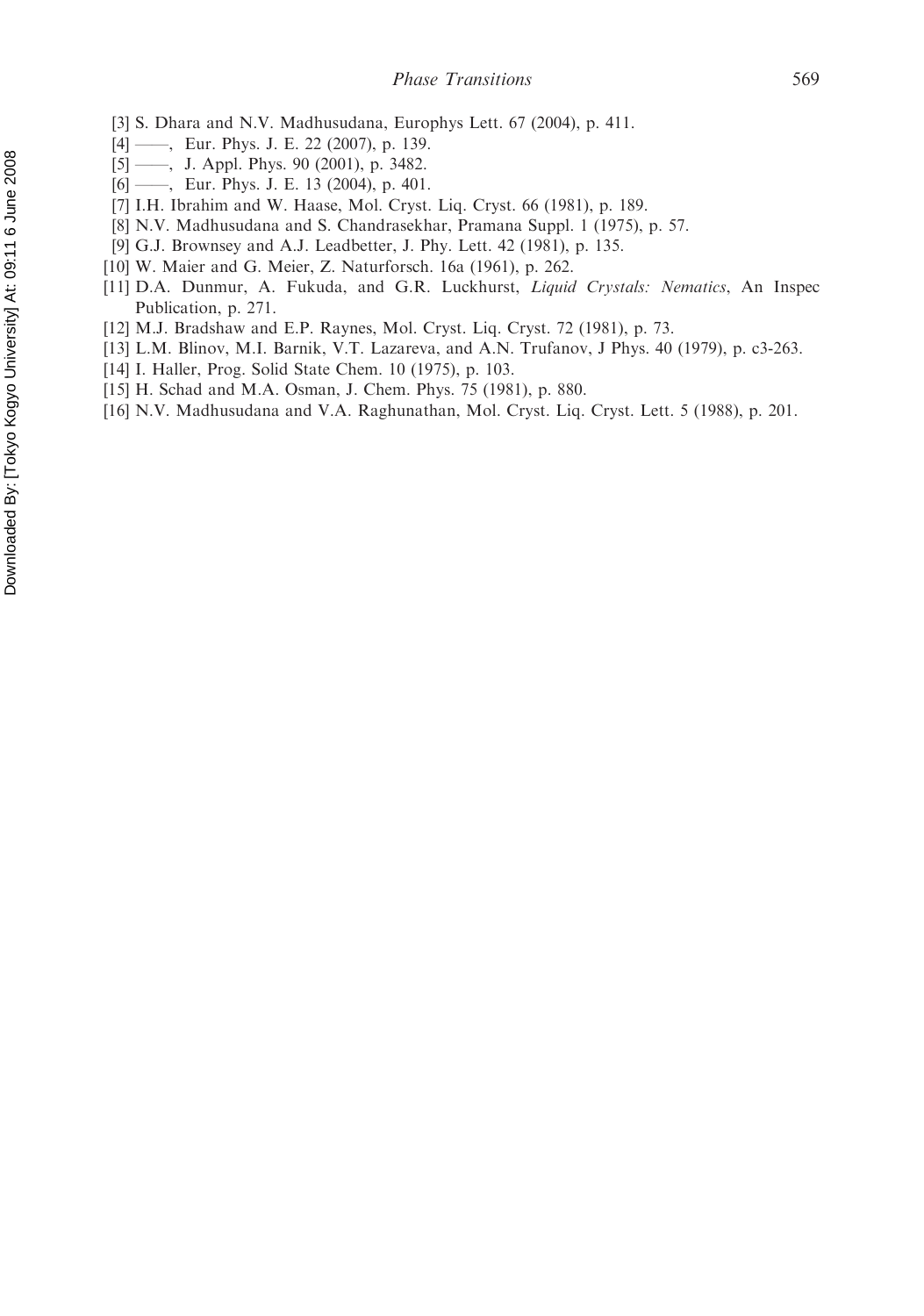[3] S. Dhara and N.V. Madhusudana, Europhys Lett. 67 (2004), p. 411.
[4] ——, Eur. Phys. J. E. 22 (2007), p. 139.
[5] ——, J. Appl. Phys. 90 (2001), p. 3482.
[6] ——, Eur. Phys. J. E. 13 (2004), p. 401.
[7] I.H. Ibrahim and W. Haase, Mol. Cryst. Liq. Cryst. 66 (1981), p. 189.
[8] N.V. Madhusudana and S. Chandrasekhar, Pramana Suppl. 1 (1975), p. 57.
[9] G.J. Brownsey and A.J. Leadbetter, J. Phy. Lett. 42 (1981), p. 135.
[10] W. Maier and G. Meier, Z. Naturforsch. 16a (1961), p. 262.
[11] D.A. Dunmur, A. Fukuda, and G.R. Luckhurst, *Liquid Crystals: Nematics*, An Inspec Publication, p. 271.
[12] M.J. Bradshaw and E.P. Raynes, Mol. Cryst. Liq. Cryst. 72 (1981), p. 73.
[13] L.M. Blinov, M.I. Barnik, V.T. Lazareva, and A.N. Trufanov, J Phys. 40 (1979), p. c3-263.
[14] I. Haller, Prog. Solid State Chem. 10 (1975), p. 103.
[15] H. Schad and M.A. Osman, J. Chem. Phys. 75 (1981), p. 880.
[16] N.V. Madhusudana and V.A. Raghunathan, Mol. Cryst. Liq. Cryst. Lett. 5 (1988), p. 201.